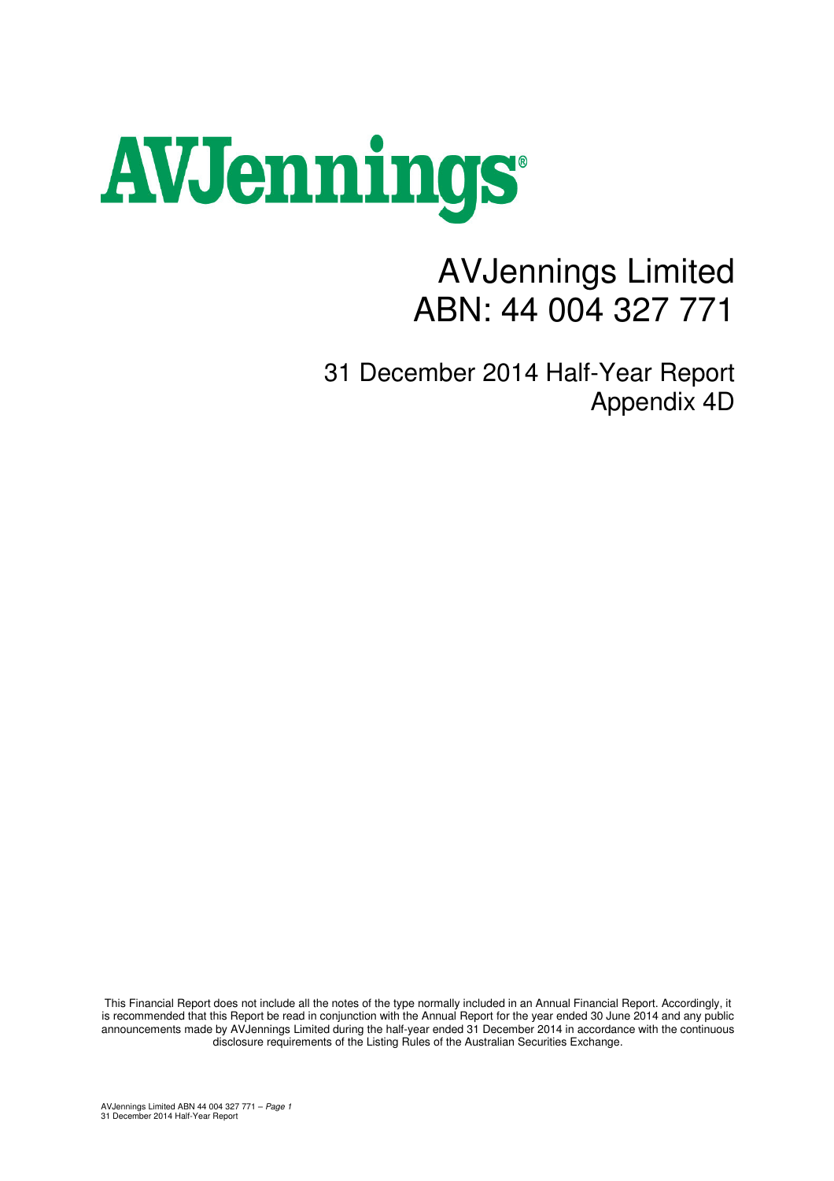# AVJennings

# AVJennings Limited
# ABN: 44 004 327 771

## 31 December 2014 Half-Year Report
## Appendix 4D

This Financial Report does not include all the notes of the type normally included in an Annual Financial Report. Accordingly, it is recommended that this Report be read in conjunction with the Annual Report for the year ended 30 June 2014 and any public announcements made by AVJennings Limited during the half-year ended 31 December 2014 in accordance with the continuous disclosure requirements of the Listing Rules of the Australian Securities Exchange.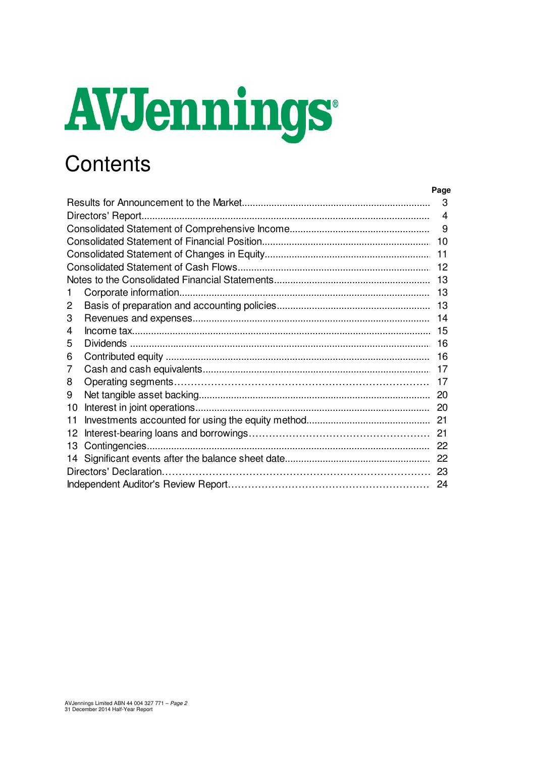# AVJennings

# Contents

| | | Page |
|---|---|---|
| Results for Announcement to the Market | | 3 |
| Directors' Report | | 4 |
| Consolidated Statement of Comprehensive Income | | 9 |
| Consolidated Statement of Financial Position | | 10 |
| Consolidated Statement of Changes in Equity | | 11 |
| Consolidated Statement of Cash Flows | | 12 |
| Notes to the Consolidated Financial Statements | | 13 |
| 1 | Corporate information | 13 |
| 2 | Basis of preparation and accounting policies | 13 |
| 3 | Revenues and expenses | 14 |
| 4 | Income tax | 15 |
| 5 | Dividends | 16 |
| 6 | Contributed equity | 16 |
| 7 | Cash and cash equivalents | 17 |
| 8 | Operating segments | 17 |
| 9 | Net tangible asset backing | 20 |
| 10 | Interest in joint operations | 20 |
| 11 | Investments accounted for using the equity method | 21 |
| 12 | Interest-bearing loans and borrowings | 21 |
| 13 | Contingencies | 22 |
| 14 | Significant events after the balance sheet date | 22 |
| Directors' Declaration | | 23 |
| Independent Auditor's Review Report | | 24 |

AVJennings Limited ABN 44 004 327 771
31 December 2014 Half-Year Report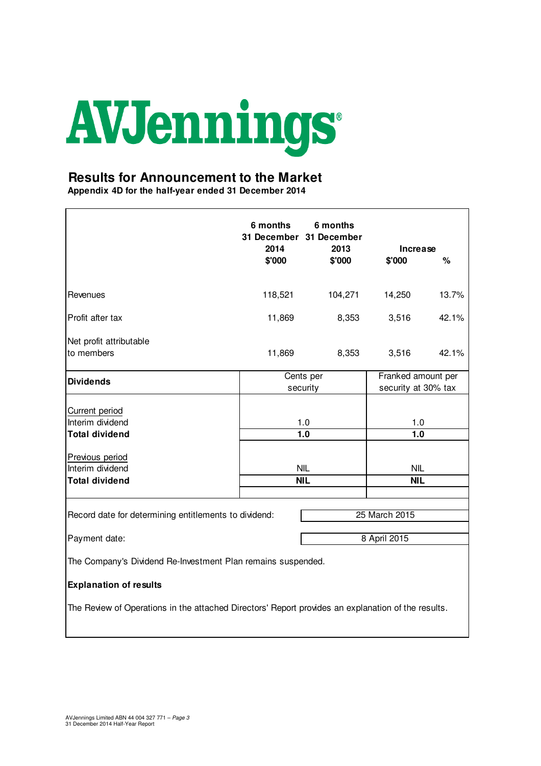# AVJennings

## Results for Announcement to the Market

**Appendix 4D for the half-year ended 31 December 2014**

| | 6 months 31 December 2014 $'000 | 6 months 31 December 2013 $'000 | Increase $'000 | % |
|---|---|---|---|---|
| Revenues | 118,521 | 104,271 | 14,250 | 13.7% |
| Profit after tax | 11,869 | 8,353 | 3,516 | 42.1% |
| Net profit attributable to members | 11,869 | 8,353 | 3,516 | 42.1% |

| **Dividends** | Cents per security | Franked amount per security at 30% tax |
|---|---|---|
| Current period | | |
| Interim dividend | 1.0 | 1.0 |
| **Total dividend** | **1.0** | **1.0** |
| Previous period | | |
| Interim dividend | NIL | NIL |
| **Total dividend** | **NIL** | **NIL** |

Record date for determining entitlements to dividend: 25 March 2015

Payment date: 8 April 2015

The Company's Dividend Re-Investment Plan remains suspended.

**Explanation of results**

The Review of Operations in the attached Directors' Report provides an explanation of the results.

AVJennings Limited ABN 44 004 327 771 – *Page 3*
31 December 2014 Half-Year Report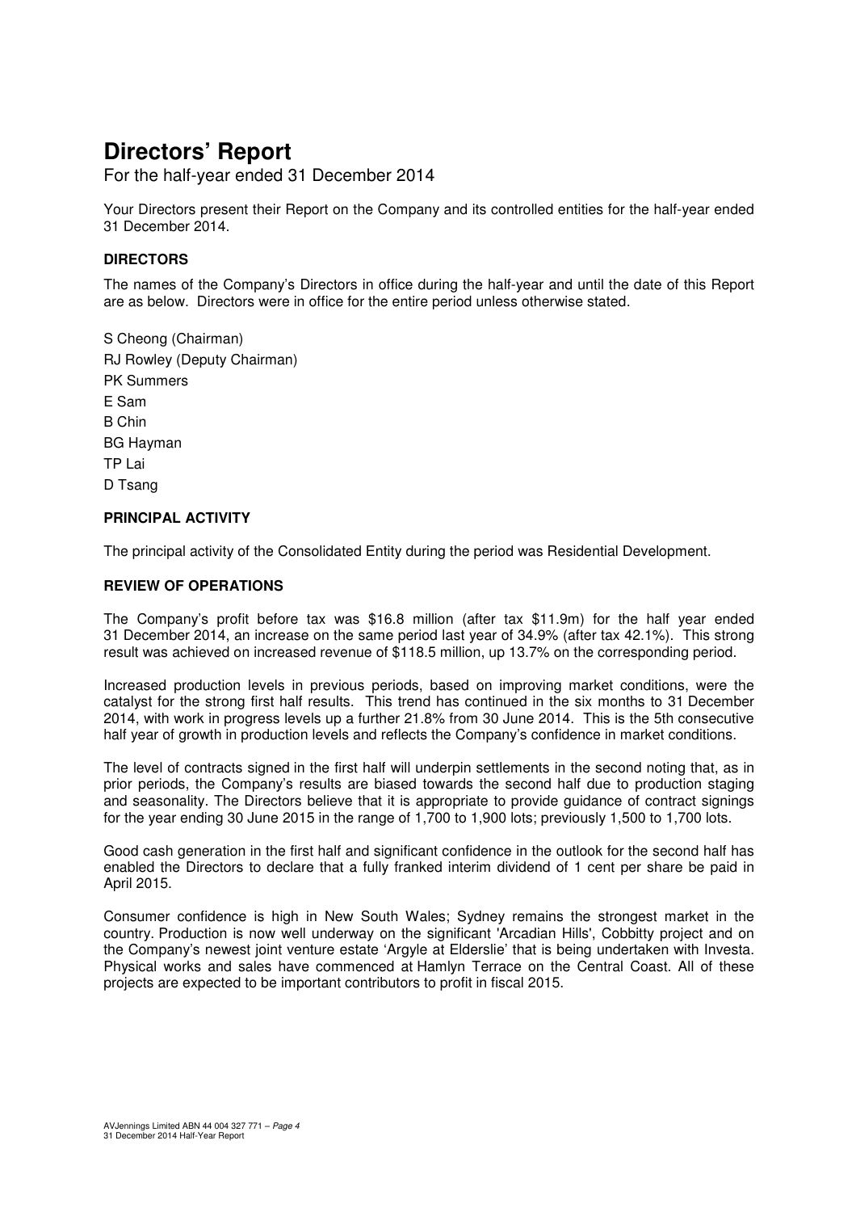# Directors' Report

For the half-year ended 31 December 2014

Your Directors present their Report on the Company and its controlled entities for the half-year ended 31 December 2014.

**DIRECTORS**

The names of the Company's Directors in office during the half-year and until the date of this Report are as below. Directors were in office for the entire period unless otherwise stated.

S Cheong (Chairman)
RJ Rowley (Deputy Chairman)
PK Summers
E Sam
B Chin
BG Hayman
TP Lai
D Tsang

**PRINCIPAL ACTIVITY**

The principal activity of the Consolidated Entity during the period was Residential Development.

**REVIEW OF OPERATIONS**

The Company's profit before tax was $16.8 million (after tax $11.9m) for the half year ended 31 December 2014, an increase on the same period last year of 34.9% (after tax 42.1%). This strong result was achieved on increased revenue of $118.5 million, up 13.7% on the corresponding period.

Increased production levels in previous periods, based on improving market conditions, were the catalyst for the strong first half results. This trend has continued in the six months to 31 December 2014, with work in progress levels up a further 21.8% from 30 June 2014. This is the 5th consecutive half year of growth in production levels and reflects the Company's confidence in market conditions.

The level of contracts signed in the first half will underpin settlements in the second noting that, as in prior periods, the Company's results are biased towards the second half due to production staging and seasonality. The Directors believe that it is appropriate to provide guidance of contract signings for the year ending 30 June 2015 in the range of 1,700 to 1,900 lots; previously 1,500 to 1,700 lots.

Good cash generation in the first half and significant confidence in the outlook for the second half has enabled the Directors to declare that a fully franked interim dividend of 1 cent per share be paid in April 2015.

Consumer confidence is high in New South Wales; Sydney remains the strongest market in the country. Production is now well underway on the significant 'Arcadian Hills', Cobbitty project and on the Company's newest joint venture estate 'Argyle at Elderslie' that is being undertaken with Investa. Physical works and sales have commenced at Hamlyn Terrace on the Central Coast. All of these projects are expected to be important contributors to profit in fiscal 2015.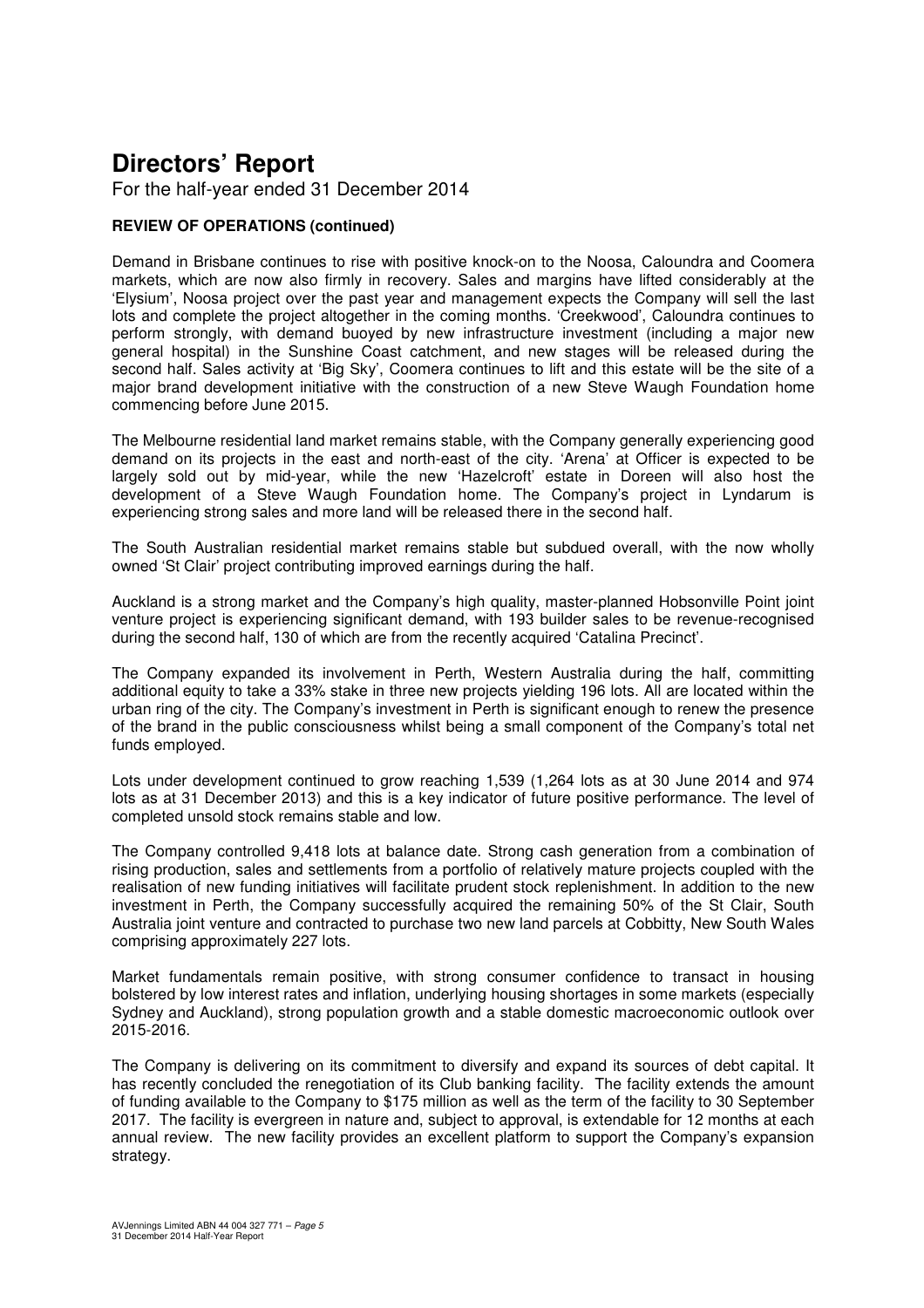# Directors' Report

For the half-year ended 31 December 2014

**REVIEW OF OPERATIONS (continued)**

Demand in Brisbane continues to rise with positive knock-on to the Noosa, Caloundra and Coomera markets, which are now also firmly in recovery. Sales and margins have lifted considerably at the 'Elysium', Noosa project over the past year and management expects the Company will sell the last lots and complete the project altogether in the coming months. 'Creekwood', Caloundra continues to perform strongly, with demand buoyed by new infrastructure investment (including a major new general hospital) in the Sunshine Coast catchment, and new stages will be released during the second half. Sales activity at 'Big Sky', Coomera continues to lift and this estate will be the site of a major brand development initiative with the construction of a new Steve Waugh Foundation home commencing before June 2015.

The Melbourne residential land market remains stable, with the Company generally experiencing good demand on its projects in the east and north-east of the city. 'Arena' at Officer is expected to be largely sold out by mid-year, while the new 'Hazelcroft' estate in Doreen will also host the development of a Steve Waugh Foundation home. The Company's project in Lyndarum is experiencing strong sales and more land will be released there in the second half.

The South Australian residential market remains stable but subdued overall, with the now wholly owned 'St Clair' project contributing improved earnings during the half.

Auckland is a strong market and the Company's high quality, master-planned Hobsonville Point joint venture project is experiencing significant demand, with 193 builder sales to be revenue-recognised during the second half, 130 of which are from the recently acquired 'Catalina Precinct'.

The Company expanded its involvement in Perth, Western Australia during the half, committing additional equity to take a 33% stake in three new projects yielding 196 lots. All are located within the urban ring of the city. The Company's investment in Perth is significant enough to renew the presence of the brand in the public consciousness whilst being a small component of the Company's total net funds employed.

Lots under development continued to grow reaching 1,539 (1,264 lots as at 30 June 2014 and 974 lots as at 31 December 2013) and this is a key indicator of future positive performance. The level of completed unsold stock remains stable and low.

The Company controlled 9,418 lots at balance date. Strong cash generation from a combination of rising production, sales and settlements from a portfolio of relatively mature projects coupled with the realisation of new funding initiatives will facilitate prudent stock replenishment. In addition to the new investment in Perth, the Company successfully acquired the remaining 50% of the St Clair, South Australia joint venture and contracted to purchase two new land parcels at Cobbitty, New South Wales comprising approximately 227 lots.

Market fundamentals remain positive, with strong consumer confidence to transact in housing bolstered by low interest rates and inflation, underlying housing shortages in some markets (especially Sydney and Auckland), strong population growth and a stable domestic macroeconomic outlook over 2015-2016.

The Company is delivering on its commitment to diversify and expand its sources of debt capital. It has recently concluded the renegotiation of its Club banking facility. The facility extends the amount of funding available to the Company to $175 million as well as the term of the facility to 30 September 2017. The facility is evergreen in nature and, subject to approval, is extendable for 12 months at each annual review. The new facility provides an excellent platform to support the Company's expansion strategy.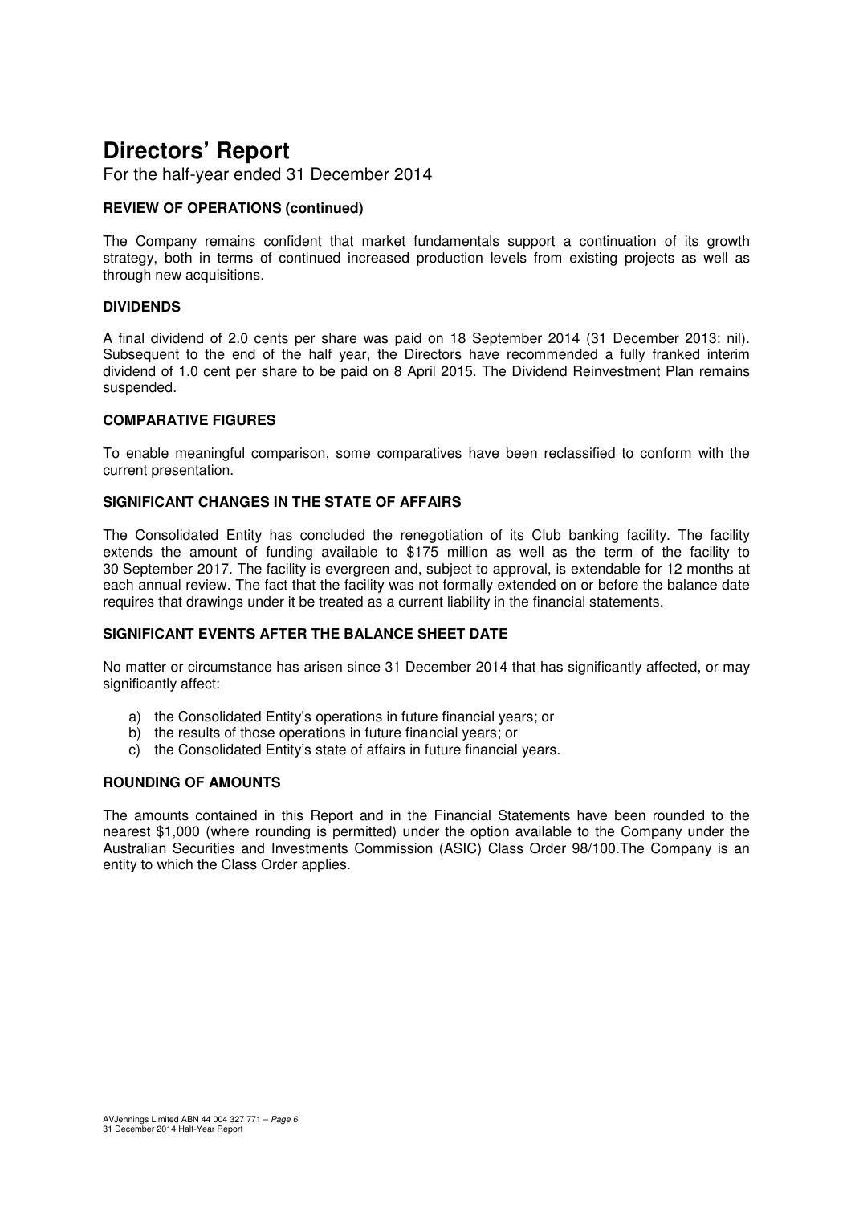# Directors' Report

For the half-year ended 31 December 2014

### REVIEW OF OPERATIONS (continued)

The Company remains confident that market fundamentals support a continuation of its growth strategy, both in terms of continued increased production levels from existing projects as well as through new acquisitions.

### DIVIDENDS

A final dividend of 2.0 cents per share was paid on 18 September 2014 (31 December 2013: nil). Subsequent to the end of the half year, the Directors have recommended a fully franked interim dividend of 1.0 cent per share to be paid on 8 April 2015. The Dividend Reinvestment Plan remains suspended.

### COMPARATIVE FIGURES

To enable meaningful comparison, some comparatives have been reclassified to conform with the current presentation.

### SIGNIFICANT CHANGES IN THE STATE OF AFFAIRS

The Consolidated Entity has concluded the renegotiation of its Club banking facility. The facility extends the amount of funding available to $175 million as well as the term of the facility to 30 September 2017. The facility is evergreen and, subject to approval, is extendable for 12 months at each annual review. The fact that the facility was not formally extended on or before the balance date requires that drawings under it be treated as a current liability in the financial statements.

### SIGNIFICANT EVENTS AFTER THE BALANCE SHEET DATE

No matter or circumstance has arisen since 31 December 2014 that has significantly affected, or may significantly affect:

a) the Consolidated Entity's operations in future financial years; or
b) the results of those operations in future financial years; or
c) the Consolidated Entity's state of affairs in future financial years.

### ROUNDING OF AMOUNTS

The amounts contained in this Report and in the Financial Statements have been rounded to the nearest $1,000 (where rounding is permitted) under the option available to the Company under the Australian Securities and Investments Commission (ASIC) Class Order 98/100.The Company is an entity to which the Class Order applies.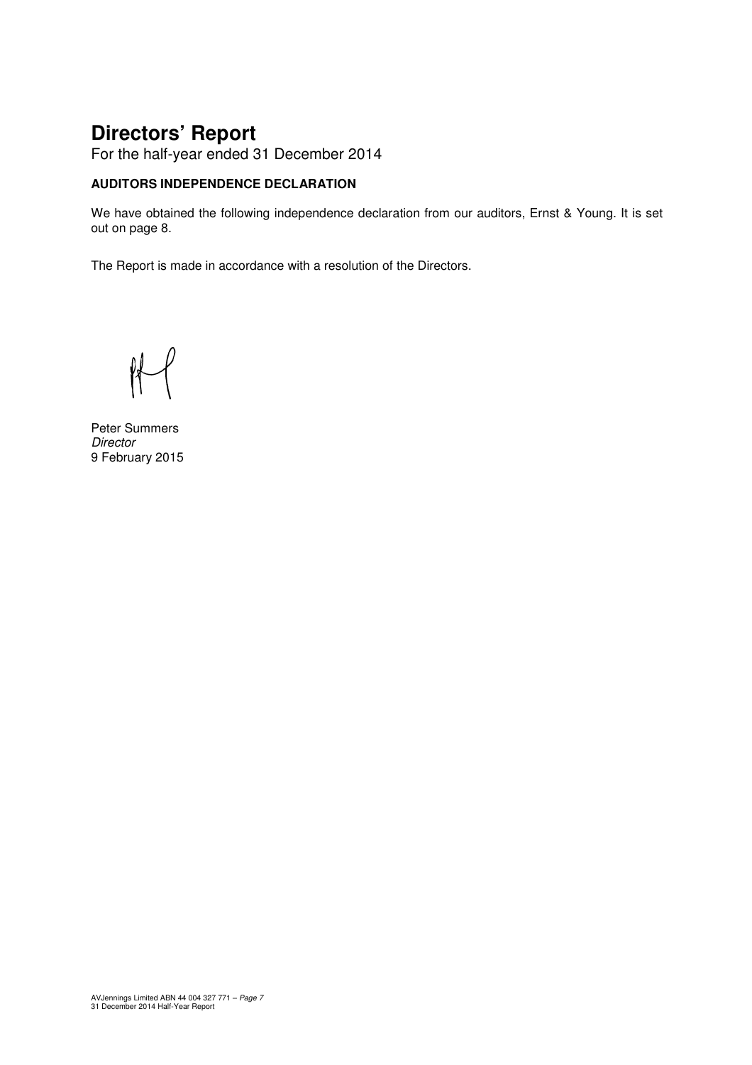# Directors' Report

For the half-year ended 31 December 2014

**AUDITORS INDEPENDENCE DECLARATION**

We have obtained the following independence declaration from our auditors, Ernst & Young. It is set out on page 8.

The Report is made in accordance with a resolution of the Directors.

Peter Summers
*Director*
9 February 2015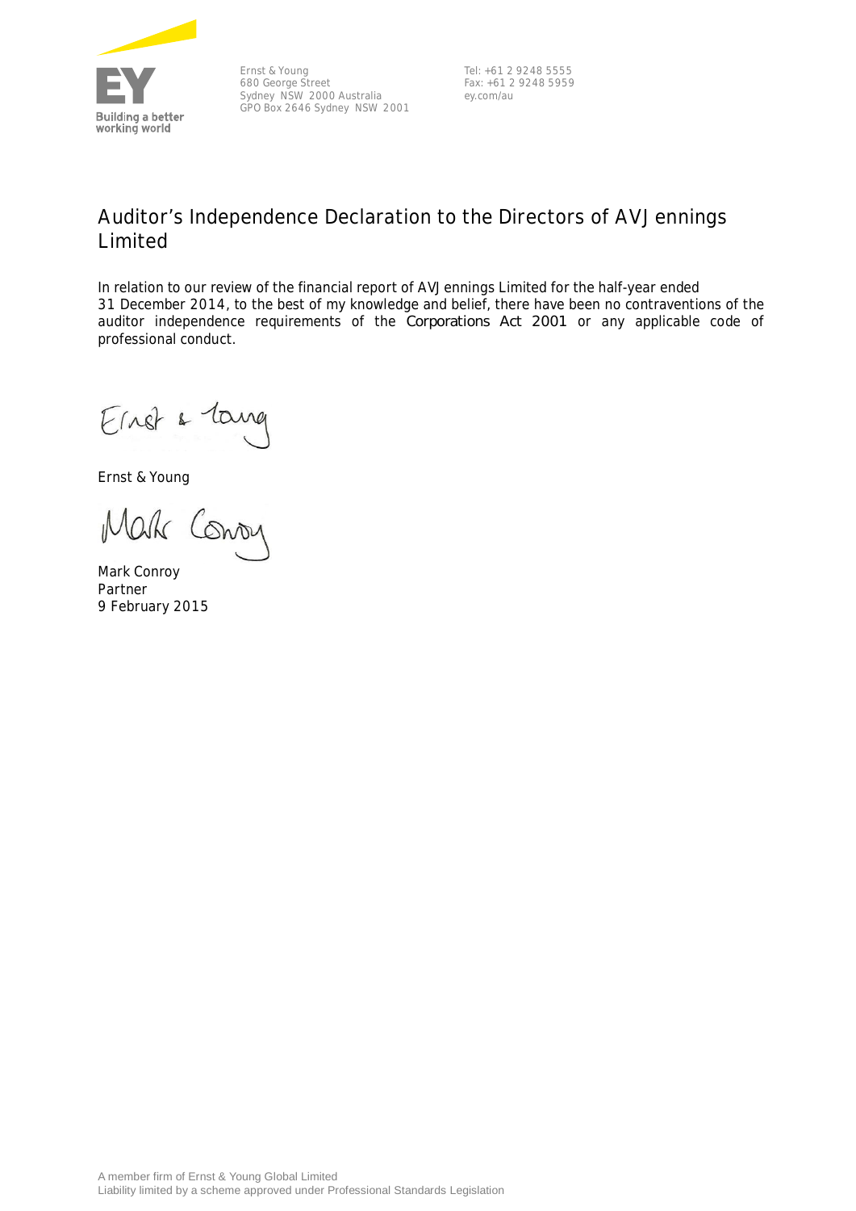Ernst & Young
680 George Street
Sydney NSW 2000 Australia
GPO Box 2646 Sydney NSW 2001

Tel: +61 2 9248 5555
Fax: +61 2 9248 5959
ey.com/au

# Auditor's Independence Declaration to the Directors of AVJennings Limited

In relation to our review of the financial report of AVJennings Limited for the half-year ended 31 December 2014, to the best of my knowledge and belief, there have been no contraventions of the auditor independence requirements of the *Corporations Act 2001* or any applicable code of professional conduct.

Ernst & Young

Mark Conroy
Partner
9 February 2015

A member firm of Ernst & Young Global Limited
Liability limited by a scheme approved under Professional Standards Legislation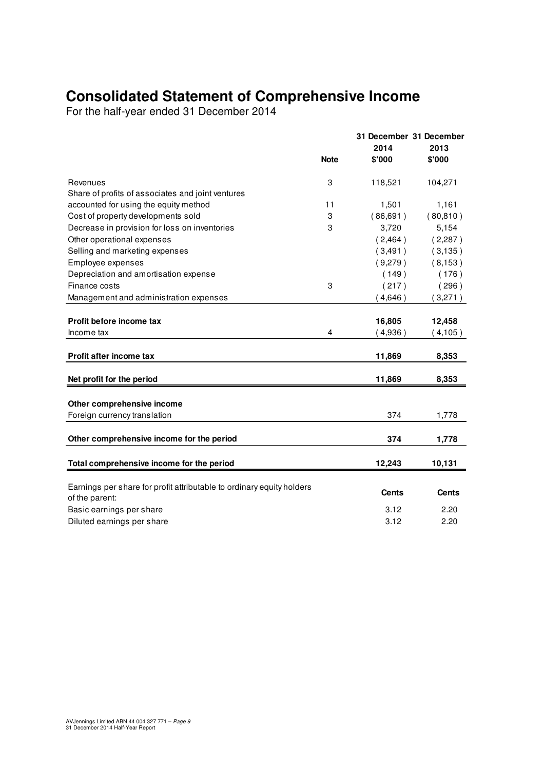# Consolidated Statement of Comprehensive Income

For the half-year ended 31 December 2014

| | Note | 31 December 2014 $'000 | 31 December 2013 $'000 |
|---|---|---|---|
| Revenues | 3 | 118,521 | 104,271 |
| Share of profits of associates and joint ventures accounted for using the equity method | 11 | 1,501 | 1,161 |
| Cost of property developments sold | 3 | ( 86,691 ) | ( 80,810 ) |
| Decrease in provision for loss on inventories | 3 | 3,720 | 5,154 |
| Other operational expenses | | ( 2,464 ) | ( 2,287 ) |
| Selling and marketing expenses | | ( 3,491 ) | ( 3,135 ) |
| Employee expenses | | ( 9,279 ) | ( 8,153 ) |
| Depreciation and amortisation expense | | ( 149 ) | ( 176 ) |
| Finance costs | 3 | ( 217 ) | ( 296 ) |
| Management and administration expenses | | ( 4,646 ) | ( 3,271 ) |
| **Profit before income tax** | | **16,805** | **12,458** |
| Income tax | 4 | ( 4,936 ) | ( 4,105 ) |
| **Profit after income tax** | | **11,869** | **8,353** |
| **Net profit for the period** | | **11,869** | **8,353** |
| **Other comprehensive income** | | | |
| Foreign currency translation | | 374 | 1,778 |
| **Other comprehensive income for the period** | | **374** | **1,778** |
| **Total comprehensive income for the period** | | **12,243** | **10,131** |
| Earnings per share for profit attributable to ordinary equity holders of the parent: | | **Cents** | **Cents** |
| Basic earnings per share | | 3.12 | 2.20 |
| Diluted earnings per share | | 3.12 | 2.20 |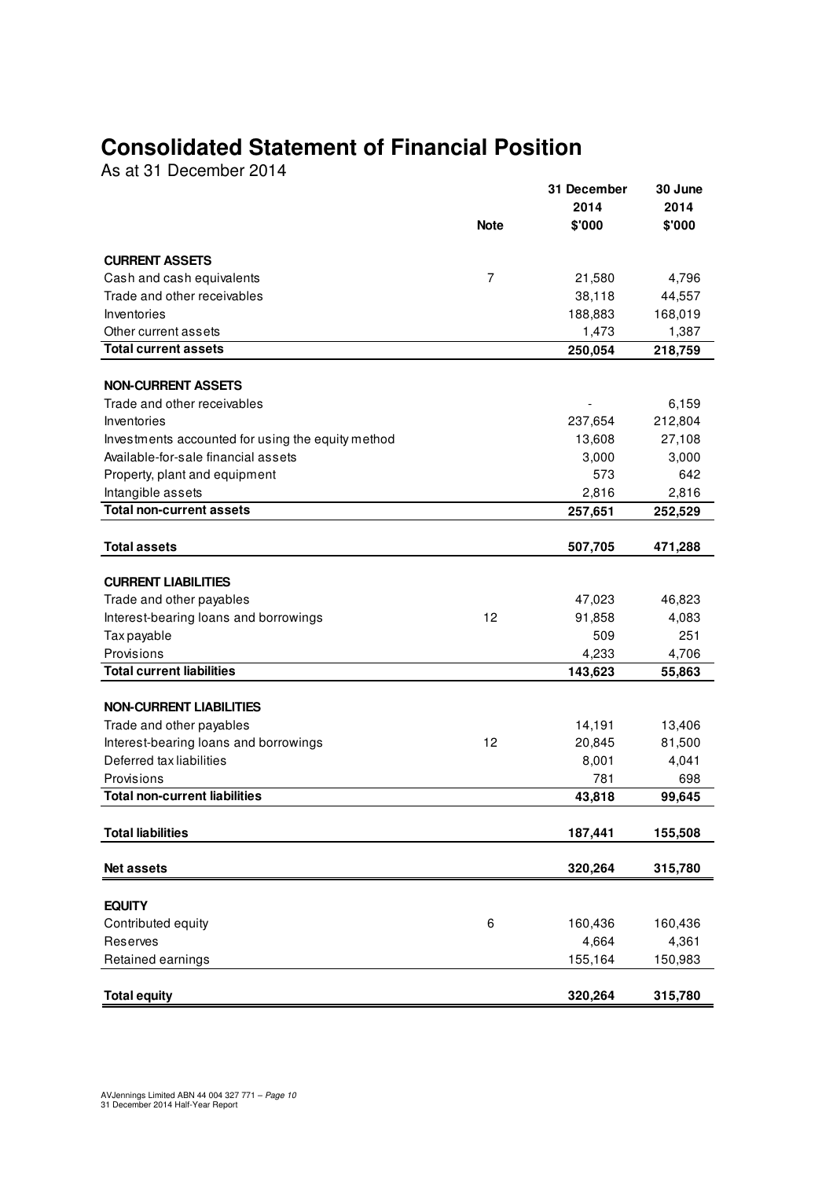# Consolidated Statement of Financial Position

As at 31 December 2014

| | Note | 31 December 2014 $'000 | 30 June 2014 $'000 |
|---|---|---|---|
| **CURRENT ASSETS** | | | |
| Cash and cash equivalents | 7 | 21,580 | 4,796 |
| Trade and other receivables | | 38,118 | 44,557 |
| Inventories | | 188,883 | 168,019 |
| Other current assets | | 1,473 | 1,387 |
| **Total current assets** | | **250,054** | **218,759** |
| **NON-CURRENT ASSETS** | | | |
| Trade and other receivables | | - | 6,159 |
| Inventories | | 237,654 | 212,804 |
| Investments accounted for using the equity method | | 13,608 | 27,108 |
| Available-for-sale financial assets | | 3,000 | 3,000 |
| Property, plant and equipment | | 573 | 642 |
| Intangible assets | | 2,816 | 2,816 |
| **Total non-current assets** | | **257,651** | **252,529** |
| **Total assets** | | **507,705** | **471,288** |
| **CURRENT LIABILITIES** | | | |
| Trade and other payables | | 47,023 | 46,823 |
| Interest-bearing loans and borrowings | 12 | 91,858 | 4,083 |
| Tax payable | | 509 | 251 |
| Provisions | | 4,233 | 4,706 |
| **Total current liabilities** | | **143,623** | **55,863** |
| **NON-CURRENT LIABILITIES** | | | |
| Trade and other payables | | 14,191 | 13,406 |
| Interest-bearing loans and borrowings | 12 | 20,845 | 81,500 |
| Deferred tax liabilities | | 8,001 | 4,041 |
| Provisions | | 781 | 698 |
| **Total non-current liabilities** | | **43,818** | **99,645** |
| **Total liabilities** | | **187,441** | **155,508** |
| **Net assets** | | **320,264** | **315,780** |
| **EQUITY** | | | |
| Contributed equity | 6 | 160,436 | 160,436 |
| Reserves | | 4,664 | 4,361 |
| Retained earnings | | 155,164 | 150,983 |
| **Total equity** | | **320,264** | **315,780** |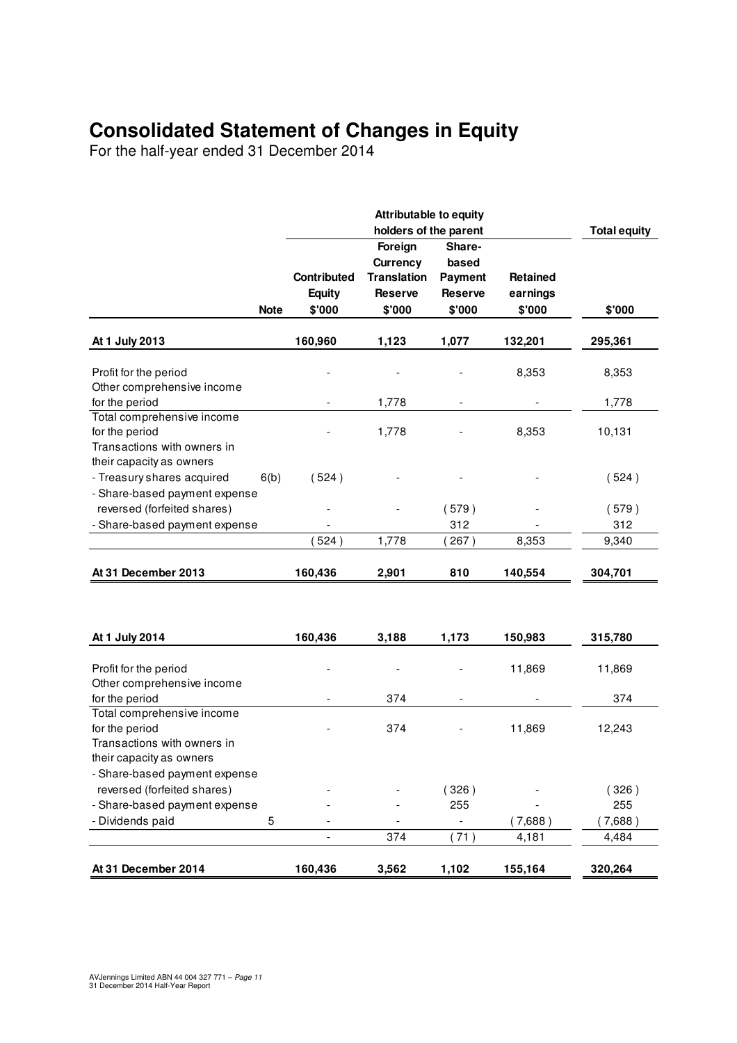# Consolidated Statement of Changes in Equity

For the half-year ended 31 December 2014

| | Note | Attributable to equity holders of the parent | | | | Total equity |
|---|---|---|---|---|---|---|
| | | Contributed Equity | Foreign Currency Translation Reserve | Share-based Payment Reserve | Retained earnings | |
| | | $'000 | $'000 | $'000 | $'000 | $'000 |
| **At 1 July 2013** | | **160,960** | **1,123** | **1,077** | **132,201** | **295,361** |
| Profit for the period | | - | - | - | 8,353 | 8,353 |
| Other comprehensive income for the period | | - | 1,778 | - | - | 1,778 |
| Total comprehensive income for the period | | - | 1,778 | - | 8,353 | 10,131 |
| Transactions with owners in their capacity as owners | | | | | | |
| - Treasury shares acquired | 6(b) | (524) | - | - | - | (524) |
| - Share-based payment expense reversed (forfeited shares) | | - | - | (579) | - | (579) |
| - Share-based payment expense | | - | | 312 | - | 312 |
| | | (524) | 1,778 | (267) | 8,353 | 9,340 |
| **At 31 December 2013** | | **160,436** | **2,901** | **810** | **140,554** | **304,701** |
| | | | | | | |
| **At 1 July 2014** | | **160,436** | **3,188** | **1,173** | **150,983** | **315,780** |
| Profit for the period | | - | - | - | 11,869 | 11,869 |
| Other comprehensive income for the period | | - | 374 | - | - | 374 |
| Total comprehensive income for the period | | - | 374 | - | 11,869 | 12,243 |
| Transactions with owners in their capacity as owners | | | | | | |
| - Share-based payment expense reversed (forfeited shares) | | - | - | (326) | - | (326) |
| - Share-based payment expense | | - | - | 255 | - | 255 |
| - Dividends paid | 5 | - | - | - | (7,688) | (7,688) |
| | | - | 374 | (71) | 4,181 | 4,484 |
| **At 31 December 2014** | | **160,436** | **3,562** | **1,102** | **155,164** | **320,264** |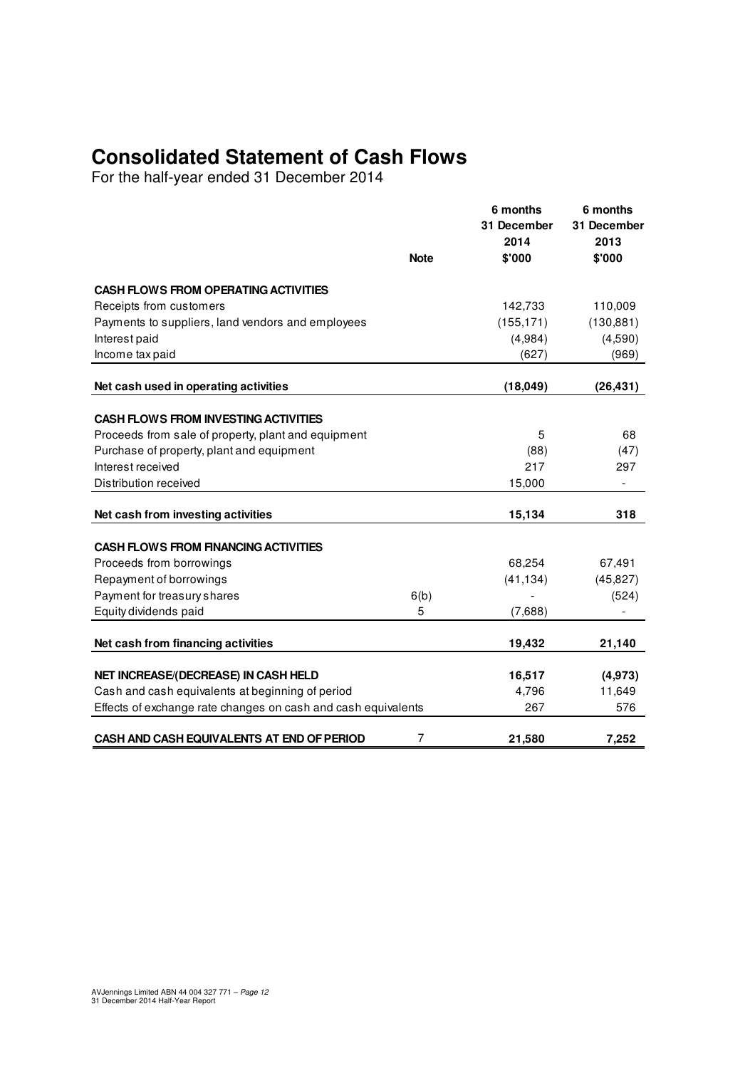# Consolidated Statement of Cash Flows

For the half-year ended 31 December 2014

| | Note | 6 months 31 December 2014 $'000 | 6 months 31 December 2013 $'000 |
|---|---|---|---|
| **CASH FLOWS FROM OPERATING ACTIVITIES** | | | |
| Receipts from customers | | 142,733 | 110,009 |
| Payments to suppliers, land vendors and employees | | (155,171) | (130,881) |
| Interest paid | | (4,984) | (4,590) |
| Income tax paid | | (627) | (969) |
| **Net cash used in operating activities** | | **(18,049)** | **(26,431)** |
| **CASH FLOWS FROM INVESTING ACTIVITIES** | | | |
| Proceeds from sale of property, plant and equipment | | 5 | 68 |
| Purchase of property, plant and equipment | | (88) | (47) |
| Interest received | | 217 | 297 |
| Distribution received | | 15,000 | - |
| **Net cash from investing activities** | | **15,134** | **318** |
| **CASH FLOWS FROM FINANCING ACTIVITIES** | | | |
| Proceeds from borrowings | | 68,254 | 67,491 |
| Repayment of borrowings | | (41,134) | (45,827) |
| Payment for treasury shares | 6(b) | - | (524) |
| Equity dividends paid | 5 | (7,688) | - |
| **Net cash from financing activities** | | **19,432** | **21,140** |
| **NET INCREASE/(DECREASE) IN CASH HELD** | | **16,517** | **(4,973)** |
| Cash and cash equivalents at beginning of period | | 4,796 | 11,649 |
| Effects of exchange rate changes on cash and cash equivalents | | 267 | 576 |
| **CASH AND CASH EQUIVALENTS AT END OF PERIOD** | 7 | **21,580** | **7,252** |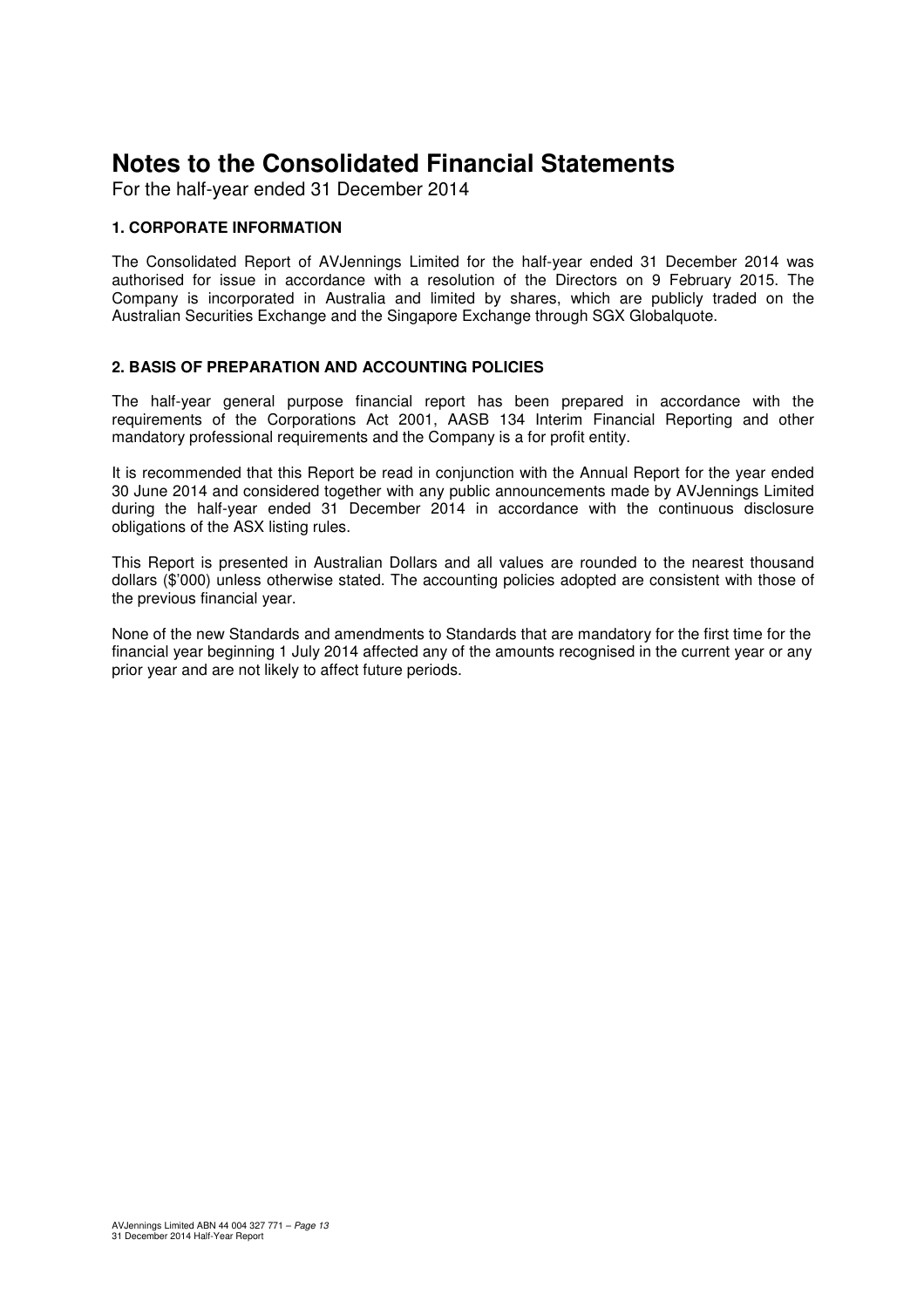# Notes to the Consolidated Financial Statements

For the half-year ended 31 December 2014

### 1. CORPORATE INFORMATION

The Consolidated Report of AVJennings Limited for the half-year ended 31 December 2014 was authorised for issue in accordance with a resolution of the Directors on 9 February 2015. The Company is incorporated in Australia and limited by shares, which are publicly traded on the Australian Securities Exchange and the Singapore Exchange through SGX Globalquote.

### 2. BASIS OF PREPARATION AND ACCOUNTING POLICIES

The half-year general purpose financial report has been prepared in accordance with the requirements of the Corporations Act 2001, AASB 134 Interim Financial Reporting and other mandatory professional requirements and the Company is a for profit entity.

It is recommended that this Report be read in conjunction with the Annual Report for the year ended 30 June 2014 and considered together with any public announcements made by AVJennings Limited during the half-year ended 31 December 2014 in accordance with the continuous disclosure obligations of the ASX listing rules.

This Report is presented in Australian Dollars and all values are rounded to the nearest thousand dollars ($'000) unless otherwise stated. The accounting policies adopted are consistent with those of the previous financial year.

None of the new Standards and amendments to Standards that are mandatory for the first time for the financial year beginning 1 July 2014 affected any of the amounts recognised in the current year or any prior year and are not likely to affect future periods.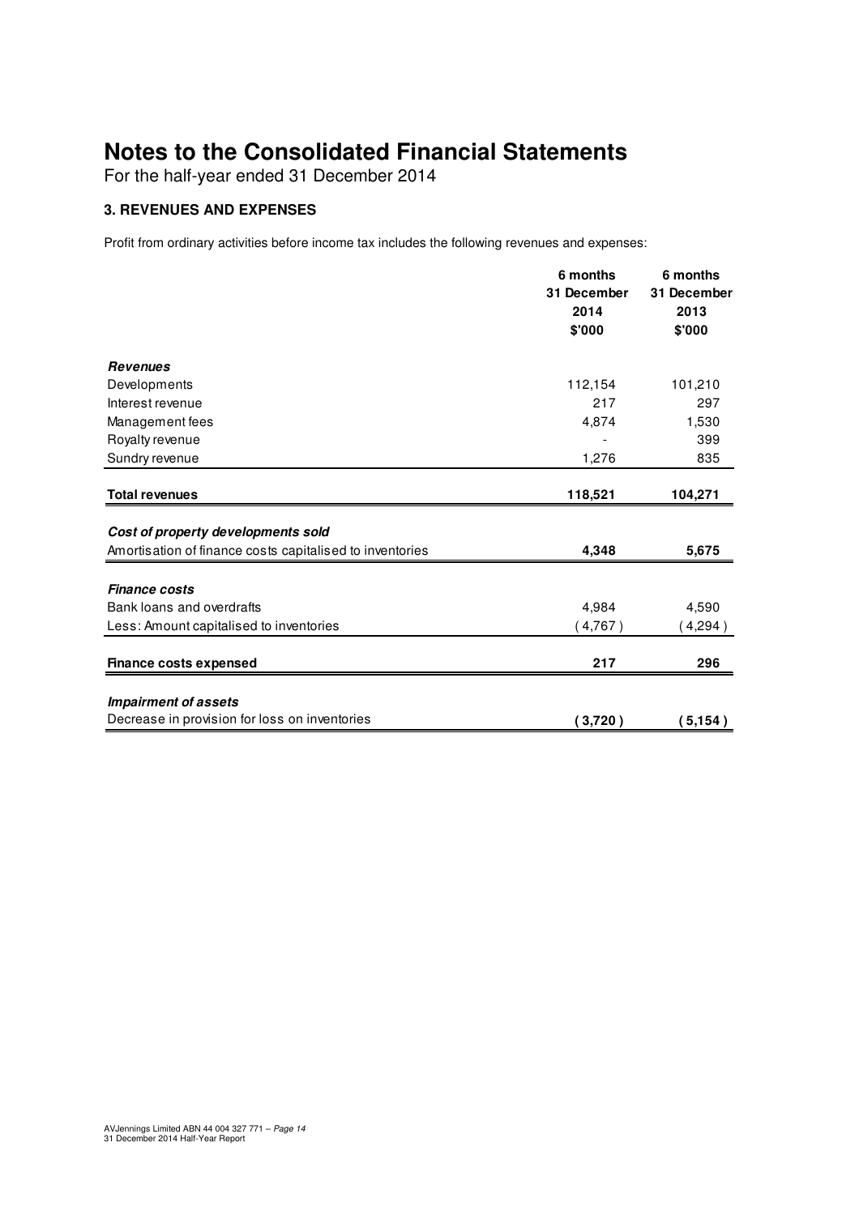# Notes to the Consolidated Financial Statements

For the half-year ended 31 December 2014

### 3. REVENUES AND EXPENSES

Profit from ordinary activities before income tax includes the following revenues and expenses:

| | 6 months 31 December 2014 $'000 | 6 months 31 December 2013 $'000 |
|---|---|---|
| ***Revenues*** | | |
| Developments | 112,154 | 101,210 |
| Interest revenue | 217 | 297 |
| Management fees | 4,874 | 1,530 |
| Royalty revenue | - | 399 |
| Sundry revenue | 1,276 | 835 |
| **Total revenues** | **118,521** | **104,271** |
| ***Cost of property developments sold*** | | |
| Amortisation of finance costs capitalised to inventories | **4,348** | **5,675** |
| ***Finance costs*** | | |
| Bank loans and overdrafts | 4,984 | 4,590 |
| Less: Amount capitalised to inventories | ( 4,767 ) | ( 4,294 ) |
| **Finance costs expensed** | **217** | **296** |
| ***Impairment of assets*** | | |
| Decrease in provision for loss on inventories | **( 3,720 )** | **( 5,154 )** |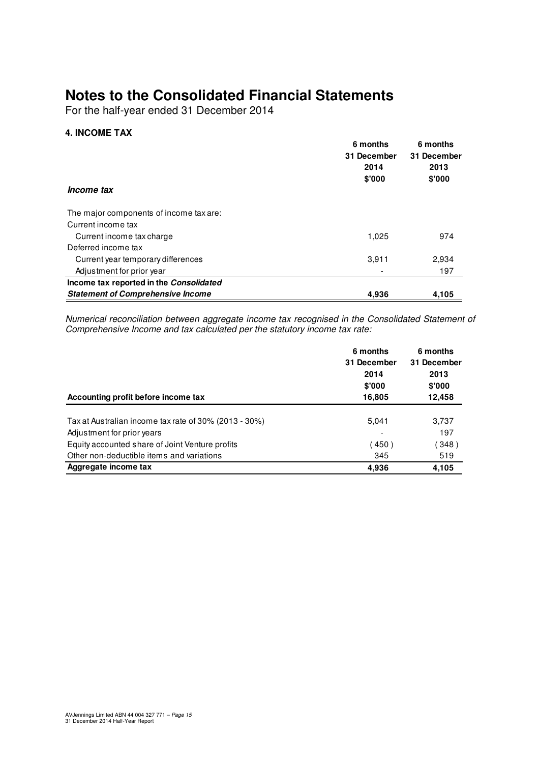# Notes to the Consolidated Financial Statements

For the half-year ended 31 December 2014

### 4. INCOME TAX

| | 6 months 31 December 2014 $'000 | 6 months 31 December 2013 $'000 |
|---|---|---|
| ***Income tax*** | | |
| The major components of income tax are: | | |
| Current income tax | | |
| Current income tax charge | 1,025 | 974 |
| Deferred income tax | | |
| Current year temporary differences | 3,911 | 2,934 |
| Adjustment for prior year | - | 197 |
| **Income tax reported in the *Consolidated Statement of Comprehensive Income*** | **4,936** | **4,105** |

*Numerical reconciliation between aggregate income tax recognised in the Consolidated Statement of Comprehensive Income and tax calculated per the statutory income tax rate:*

| | 6 months 31 December 2014 $'000 | 6 months 31 December 2013 $'000 |
|---|---|---|
| **Accounting profit before income tax** | **16,805** | **12,458** |
| Tax at Australian income tax rate of 30% (2013 - 30%) | 5,041 | 3,737 |
| Adjustment for prior years | - | 197 |
| Equity accounted share of Joint Venture profits | (450) | (348) |
| Other non-deductible items and variations | 345 | 519 |
| **Aggregate income tax** | **4,936** | **4,105** |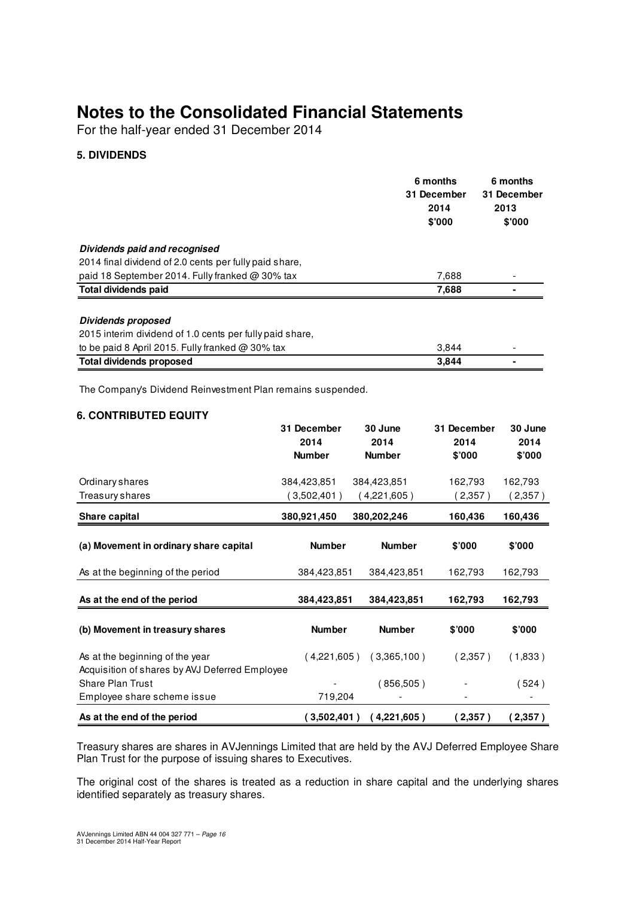# Notes to the Consolidated Financial Statements

For the half-year ended 31 December 2014

### 5. DIVIDENDS

| | 6 months 31 December 2014 $'000 | 6 months 31 December 2013 $'000 |
|---|---|---|
| ***Dividends paid and recognised*** | | |
| 2014 final dividend of 2.0 cents per fully paid share, paid 18 September 2014. Fully franked @ 30% tax | 7,688 | - |
| **Total dividends paid** | **7,688** | **-** |
| ***Dividends proposed*** | | |
| 2015 interim dividend of 1.0 cents per fully paid share, to be paid 8 April 2015. Fully franked @ 30% tax | 3,844 | - |
| **Total dividends proposed** | **3,844** | **-** |

The Company's Dividend Reinvestment Plan remains suspended.

### 6. CONTRIBUTED EQUITY

| | 31 December 2014 Number | 30 June 2014 Number | 31 December 2014 $'000 | 30 June 2014 $'000 |
|---|---|---|---|---|
| Ordinary shares | 384,423,851 | 384,423,851 | 162,793 | 162,793 |
| Treasury shares | ( 3,502,401 ) | ( 4,221,605 ) | ( 2,357 ) | ( 2,357 ) |
| **Share capital** | **380,921,450** | **380,202,246** | **160,436** | **160,436** |
| **(a) Movement in ordinary share capital** | **Number** | **Number** | **$'000** | **$'000** |
| As at the beginning of the period | 384,423,851 | 384,423,851 | 162,793 | 162,793 |
| **As at the end of the period** | **384,423,851** | **384,423,851** | **162,793** | **162,793** |
| **(b) Movement in treasury shares** | **Number** | **Number** | **$'000** | **$'000** |
| As at the beginning of the year | ( 4,221,605 ) | ( 3,365,100 ) | ( 2,357 ) | ( 1,833 ) |
| Acquisition of shares by AVJ Deferred Employee Share Plan Trust | - | ( 856,505 ) | - | ( 524 ) |
| Employee share scheme issue | 719,204 | - | - | - |
| **As at the end of the period** | **( 3,502,401 )** | **( 4,221,605 )** | **( 2,357 )** | **( 2,357 )** |

Treasury shares are shares in AVJennings Limited that are held by the AVJ Deferred Employee Share Plan Trust for the purpose of issuing shares to Executives.

The original cost of the shares is treated as a reduction in share capital and the underlying shares identified separately as treasury shares.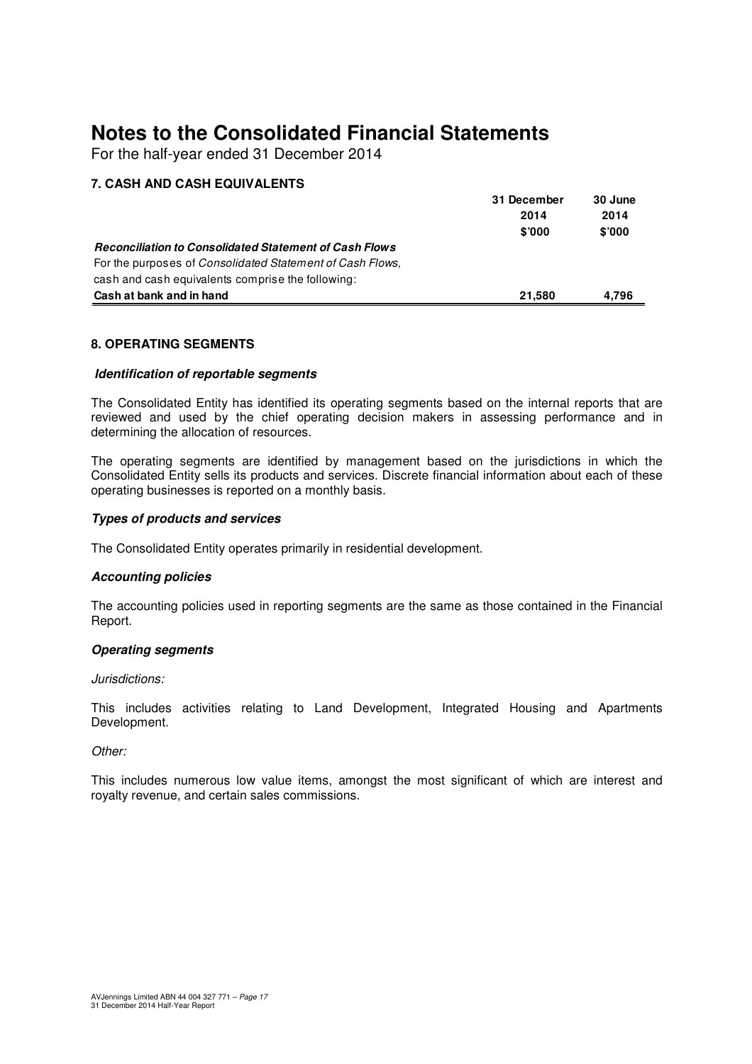# Notes to the Consolidated Financial Statements

For the half-year ended 31 December 2014

## 7. CASH AND CASH EQUIVALENTS

| | 31 December 2014 $'000 | 30 June 2014 $'000 |
|---|---|---|
| ***Reconciliation to Consolidated Statement of Cash Flows*** | | |
| For the purposes of *Consolidated Statement of Cash Flows,* cash and cash equivalents comprise the following: | | |
| **Cash at bank and in hand** | **21,580** | **4,796** |

## 8. OPERATING SEGMENTS

***Identification of reportable segments***

The Consolidated Entity has identified its operating segments based on the internal reports that are reviewed and used by the chief operating decision makers in assessing performance and in determining the allocation of resources.

The operating segments are identified by management based on the jurisdictions in which the Consolidated Entity sells its products and services. Discrete financial information about each of these operating businesses is reported on a monthly basis.

***Types of products and services***

The Consolidated Entity operates primarily in residential development.

***Accounting policies***

The accounting policies used in reporting segments are the same as those contained in the Financial Report.

***Operating segments***

*Jurisdictions:*

This includes activities relating to Land Development, Integrated Housing and Apartments Development.

*Other:*

This includes numerous low value items, amongst the most significant of which are interest and royalty revenue, and certain sales commissions.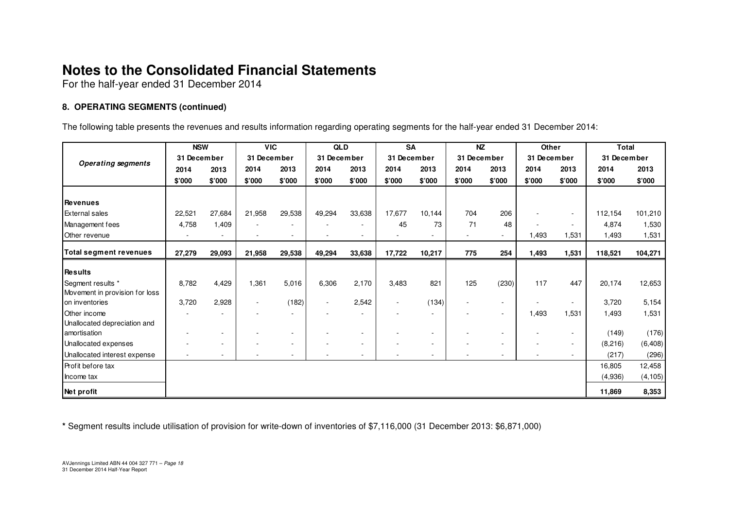# Notes to the Consolidated Financial Statements

For the half-year ended 31 December 2014

### 8. OPERATING SEGMENTS (continued)

The following table presents the revenues and results information regarding operating segments for the half-year ended 31 December 2014:

| *Operating segments* | NSW | | VIC | | QLD | | SA | | NZ | | Other | | Total | |
|---|---|---|---|---|---|---|---|---|---|---|---|---|---|---|
| | 31 December | | 31 December | | 31 December | | 31 December | | 31 December | | 31 December | | 31 December | |
| | 2014 | 2013 | 2014 | 2013 | 2014 | 2013 | 2014 | 2013 | 2014 | 2013 | 2014 | 2013 | 2014 | 2013 |
| | $'000 | $'000 | $'000 | $'000 | $'000 | $'000 | $'000 | $'000 | $'000 | $'000 | $'000 | $'000 | $'000 | $'000 |
| **Revenues** | | | | | | | | | | | | | | |
| External sales | 22,521 | 27,684 | 21,958 | 29,538 | 49,294 | 33,638 | 17,677 | 10,144 | 704 | 206 | - | - | 112,154 | 101,210 |
| Management fees | 4,758 | 1,409 | - | - | - | - | 45 | 73 | 71 | 48 | - | - | 4,874 | 1,530 |
| Other revenue | - | - | - | - | - | - | - | - | - | - | 1,493 | 1,531 | 1,493 | 1,531 |
| **Total segment revenues** | **27,279** | **29,093** | **21,958** | **29,538** | **49,294** | **33,638** | **17,722** | **10,217** | **775** | **254** | **1,493** | **1,531** | **118,521** | **104,271** |
| **Results** | | | | | | | | | | | | | | |
| Segment results * | 8,782 | 4,429 | 1,361 | 5,016 | 6,306 | 2,170 | 3,483 | 821 | 125 | (230) | 117 | 447 | 20,174 | 12,653 |
| Movement in provision for loss on inventories | 3,720 | 2,928 | - | (182) | - | 2,542 | - | (134) | - | - | - | - | 3,720 | 5,154 |
| Other income | - | - | - | - | - | - | - | - | - | - | 1,493 | 1,531 | 1,493 | 1,531 |
| Unallocated depreciation and amortisation | - | - | - | - | - | - | - | - | - | - | - | - | (149) | (176) |
| Unallocated expenses | - | - | - | - | - | - | - | - | - | - | - | - | (8,216) | (6,408) |
| Unallocated interest expense | - | - | - | - | - | - | - | - | - | - | - | - | (217) | (296) |
| Profit before tax | | | | | | | | | | | | | 16,805 | 12,458 |
| Income tax | | | | | | | | | | | | | (4,936) | (4,105) |
| **Net profit** | | | | | | | | | | | | | **11,869** | **8,353** |

**\*** Segment results include utilisation of provision for write-down of inventories of $7,116,000 (31 December 2013: $6,871,000)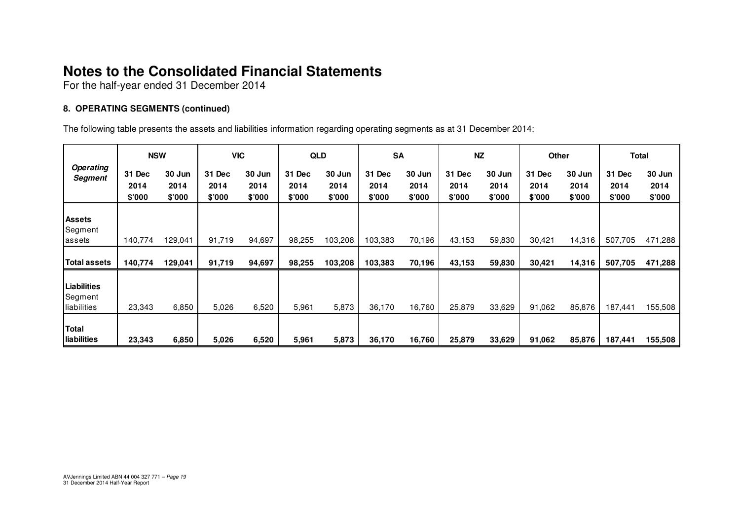# Notes to the Consolidated Financial Statements

For the half-year ended 31 December 2014

### 8. OPERATING SEGMENTS (continued)

The following table presents the assets and liabilities information regarding operating segments as at 31 December 2014:

| ***Operating Segment*** | **NSW** | | **VIC** | | **QLD** | | **SA** | | **NZ** | | **Other** | | **Total** | |
|---|---|---|---|---|---|---|---|---|---|---|---|---|---|---|
| | **31 Dec 2014 \$'000** | **30 Jun 2014 \$'000** | **31 Dec 2014 \$'000** | **30 Jun 2014 \$'000** | **31 Dec 2014 \$'000** | **30 Jun 2014 \$'000** | **31 Dec 2014 \$'000** | **30 Jun 2014 \$'000** | **31 Dec 2014 \$'000** | **30 Jun 2014 \$'000** | **31 Dec 2014 \$'000** | **30 Jun 2014 \$'000** | **31 Dec 2014 \$'000** | **30 Jun 2014 \$'000** |
| **Assets** | | | | | | | | | | | | | | |
| Segment assets | 140,774 | 129,041 | 91,719 | 94,697 | 98,255 | 103,208 | 103,383 | 70,196 | 43,153 | 59,830 | 30,421 | 14,316 | 507,705 | 471,288 |
| **Total assets** | **140,774** | **129,041** | **91,719** | **94,697** | **98,255** | **103,208** | **103,383** | **70,196** | **43,153** | **59,830** | **30,421** | **14,316** | **507,705** | **471,288** |
| **Liabilities** | | | | | | | | | | | | | | |
| Segment liabilities | 23,343 | 6,850 | 5,026 | 6,520 | 5,961 | 5,873 | 36,170 | 16,760 | 25,879 | 33,629 | 91,062 | 85,876 | 187,441 | 155,508 |
| **Total liabilities** | **23,343** | **6,850** | **5,026** | **6,520** | **5,961** | **5,873** | **36,170** | **16,760** | **25,879** | **33,629** | **91,062** | **85,876** | **187,441** | **155,508** |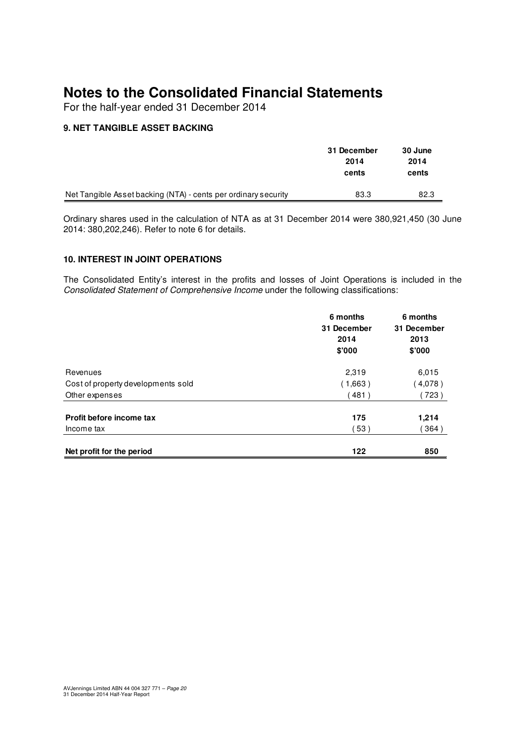# Notes to the Consolidated Financial Statements

For the half-year ended 31 December 2014

### 9. NET TANGIBLE ASSET BACKING

| | 31 December 2014 cents | 30 June 2014 cents |
|---|---|---|
| Net Tangible Asset backing (NTA) - cents per ordinary security | 83.3 | 82.3 |

Ordinary shares used in the calculation of NTA as at 31 December 2014 were 380,921,450 (30 June 2014: 380,202,246). Refer to note 6 for details.

### 10. INTEREST IN JOINT OPERATIONS

The Consolidated Entity's interest in the profits and losses of Joint Operations is included in the *Consolidated Statement of Comprehensive Income* under the following classifications:

| | 6 months 31 December 2014 $'000 | 6 months 31 December 2013 $'000 |
|---|---|---|
| Revenues | 2,319 | 6,015 |
| Cost of property developments sold | ( 1,663 ) | ( 4,078 ) |
| Other expenses | ( 481 ) | ( 723 ) |
| **Profit before income tax** | **175** | **1,214** |
| Income tax | ( 53 ) | ( 364 ) |
| **Net profit for the period** | **122** | **850** |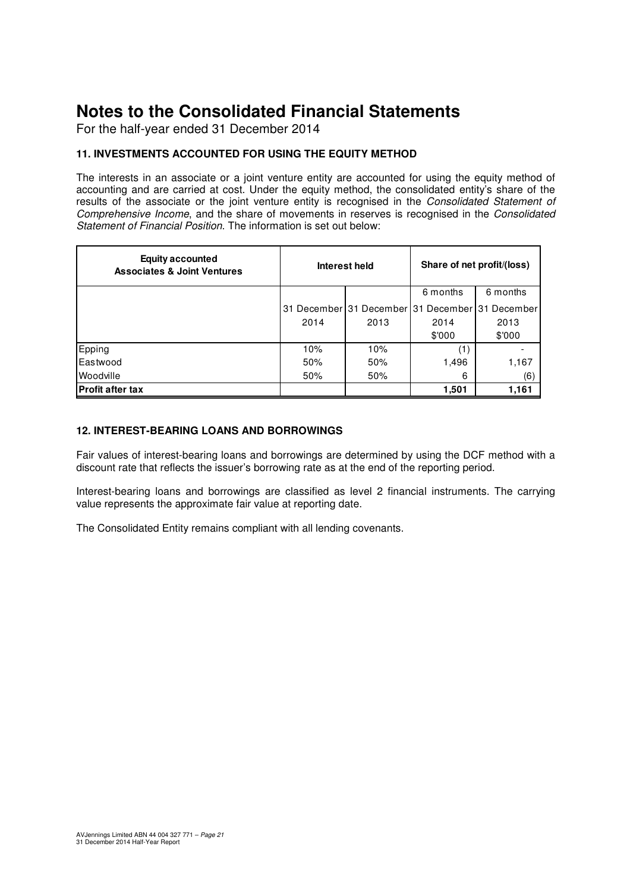# Notes to the Consolidated Financial Statements

For the half-year ended 31 December 2014

### 11. INVESTMENTS ACCOUNTED FOR USING THE EQUITY METHOD

The interests in an associate or a joint venture entity are accounted for using the equity method of accounting and are carried at cost. Under the equity method, the consolidated entity's share of the results of the associate or the joint venture entity is recognised in the *Consolidated Statement of Comprehensive Income*, and the share of movements in reserves is recognised in the *Consolidated Statement of Financial Position*. The information is set out below:

| **Equity accounted Associates & Joint Ventures** | **Interest held** | | **Share of net profit/(loss)** | |
|---|---|---|---|---|
| | | | 6 months | 6 months |
| | 31 December 2014 | 31 December 2013 | 31 December 2014 $'000 | 31 December 2013 $'000 |
| Epping | 10% | 10% | (1) | - |
| Eastwood | 50% | 50% | 1,496 | 1,167 |
| Woodville | 50% | 50% | 6 | (6) |
| **Profit after tax** | | | **1,501** | **1,161** |

### 12. INTEREST-BEARING LOANS AND BORROWINGS

Fair values of interest-bearing loans and borrowings are determined by using the DCF method with a discount rate that reflects the issuer's borrowing rate as at the end of the reporting period.

Interest-bearing loans and borrowings are classified as level 2 financial instruments. The carrying value represents the approximate fair value at reporting date.

The Consolidated Entity remains compliant with all lending covenants.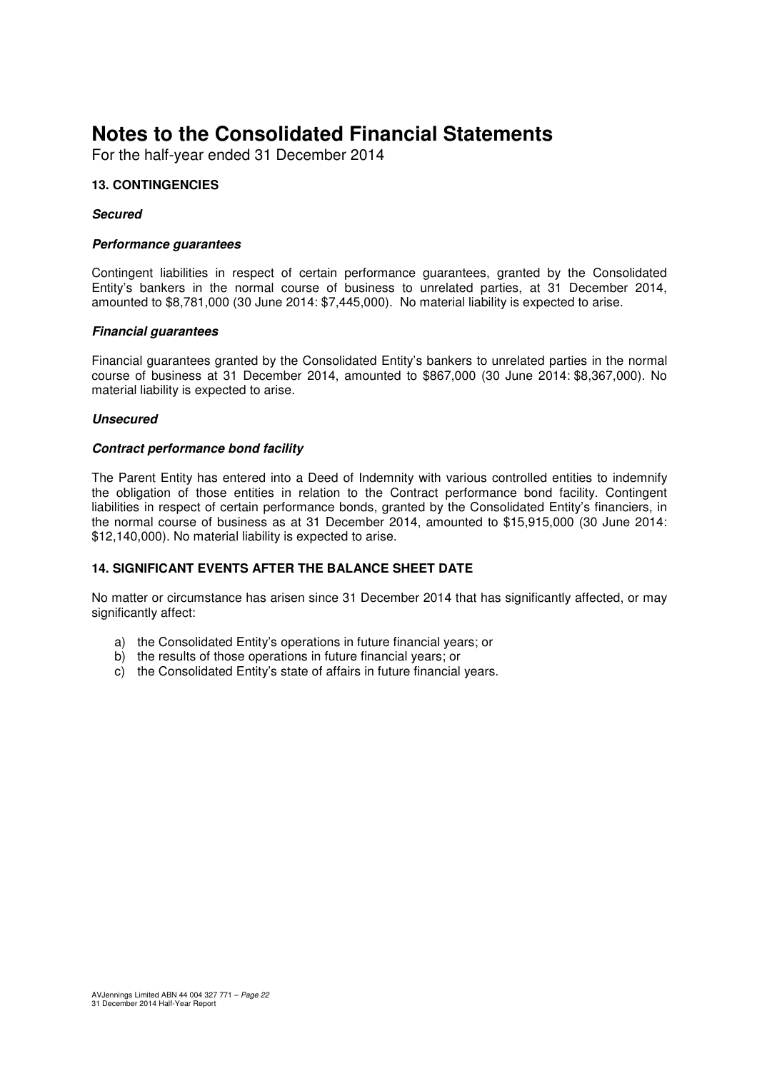# Notes to the Consolidated Financial Statements

For the half-year ended 31 December 2014

## 13. CONTINGENCIES

***Secured***

***Performance guarantees***

Contingent liabilities in respect of certain performance guarantees, granted by the Consolidated Entity's bankers in the normal course of business to unrelated parties, at 31 December 2014, amounted to $8,781,000 (30 June 2014: $7,445,000). No material liability is expected to arise.

***Financial guarantees***

Financial guarantees granted by the Consolidated Entity's bankers to unrelated parties in the normal course of business at 31 December 2014, amounted to $867,000 (30 June 2014: $8,367,000). No material liability is expected to arise.

***Unsecured***

***Contract performance bond facility***

The Parent Entity has entered into a Deed of Indemnity with various controlled entities to indemnify the obligation of those entities in relation to the Contract performance bond facility. Contingent liabilities in respect of certain performance bonds, granted by the Consolidated Entity's financiers, in the normal course of business as at 31 December 2014, amounted to $15,915,000 (30 June 2014: $12,140,000). No material liability is expected to arise.

## 14. SIGNIFICANT EVENTS AFTER THE BALANCE SHEET DATE

No matter or circumstance has arisen since 31 December 2014 that has significantly affected, or may significantly affect:

a) the Consolidated Entity's operations in future financial years; or
b) the results of those operations in future financial years; or
c) the Consolidated Entity's state of affairs in future financial years.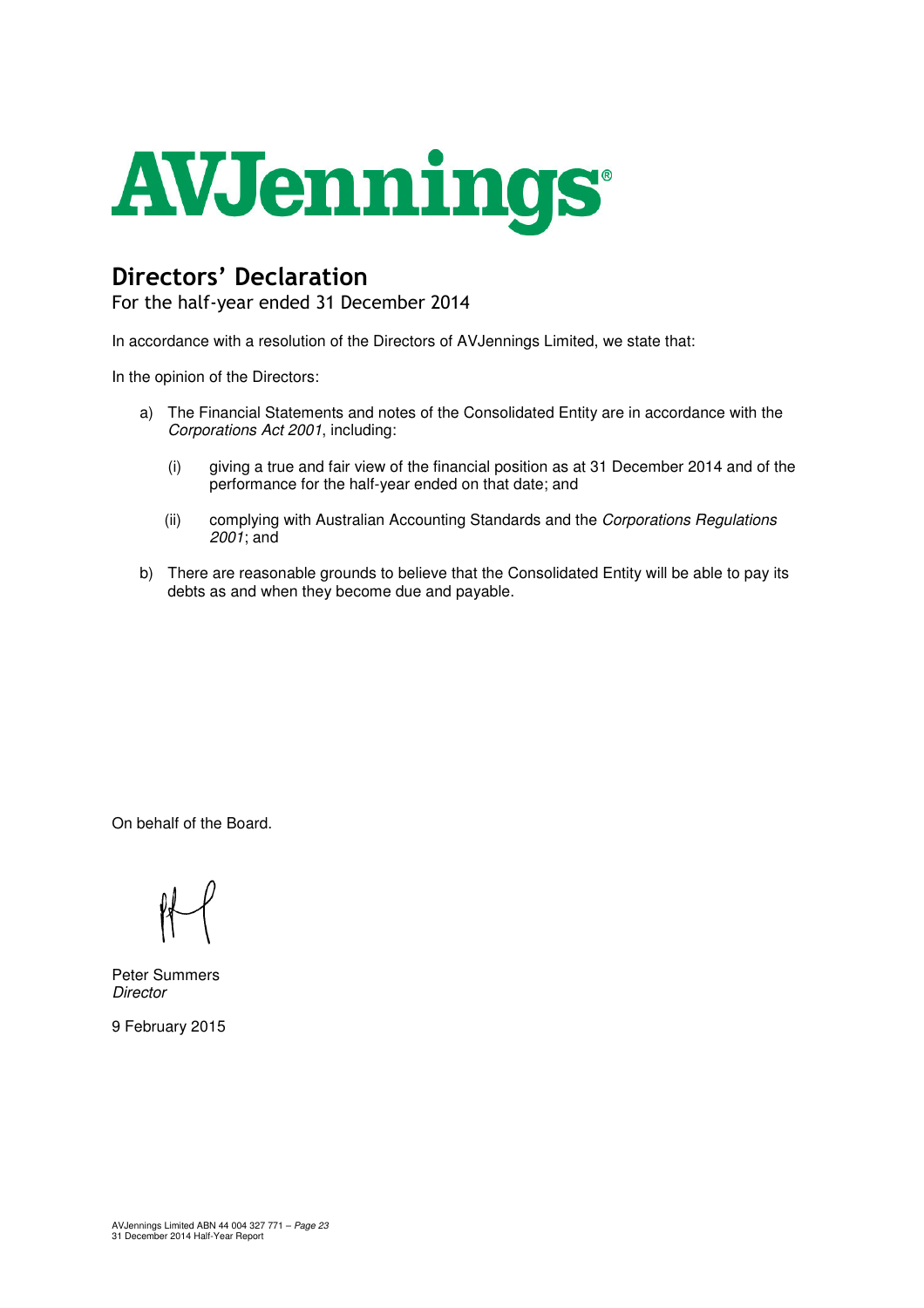# Directors' Declaration

For the half-year ended 31 December 2014

In accordance with a resolution of the Directors of AVJennings Limited, we state that:

In the opinion of the Directors:

a) The Financial Statements and notes of the Consolidated Entity are in accordance with the *Corporations Act 2001*, including:

   (i) giving a true and fair view of the financial position as at 31 December 2014 and of the performance for the half-year ended on that date; and

   (ii) complying with Australian Accounting Standards and the *Corporations Regulations 2001*; and

b) There are reasonable grounds to believe that the Consolidated Entity will be able to pay its debts as and when they become due and payable.

On behalf of the Board.

Peter Summers
*Director*

9 February 2015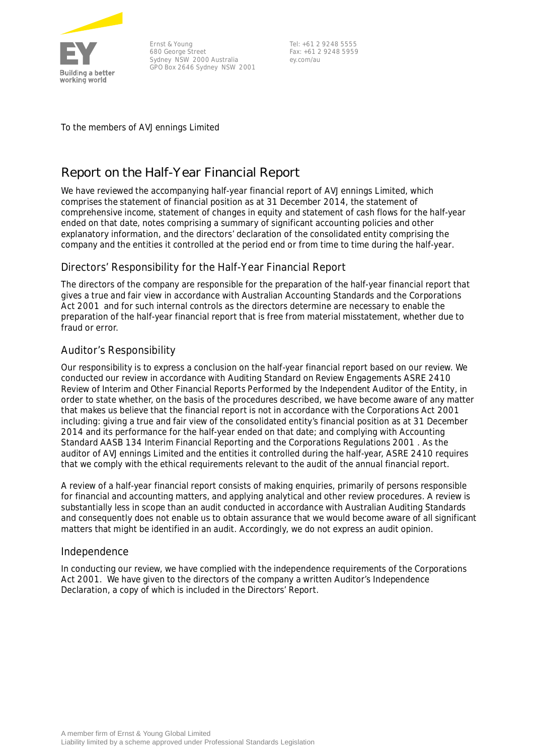Ernst & Young
680 George Street
Sydney NSW 2000 Australia
GPO Box 2646 Sydney NSW 2001

Tel: +61 2 9248 5555
Fax: +61 2 9248 5959
ey.com/au

To the members of AVJennings Limited

# Report on the Half-Year Financial Report

We have reviewed the accompanying half-year financial report of AVJennings Limited, which comprises the statement of financial position as at 31 December 2014, the statement of comprehensive income, statement of changes in equity and statement of cash flows for the half-year ended on that date, notes comprising a summary of significant accounting policies and other explanatory information, and the directors' declaration of the consolidated entity comprising the company and the entities it controlled at the period end or from time to time during the half-year.

## Directors' Responsibility for the Half-Year Financial Report

The directors of the company are responsible for the preparation of the half-year financial report that gives a true and fair view in accordance with Australian Accounting Standards and the *Corporations Act 2001* and for such internal controls as the directors determine are necessary to enable the preparation of the half-year financial report that is free from material misstatement, whether due to fraud or error.

## Auditor's Responsibility

Our responsibility is to express a conclusion on the half-year financial report based on our review. We conducted our review in accordance with Auditing Standard on Review Engagements ASRE 2410 *Review of Interim and Other Financial Reports Performed by the Independent Auditor of the Entity*, in order to state whether, on the basis of the procedures described, we have become aware of any matter that makes us believe that the financial report is not in accordance with the *Corporations Act 2001* including: giving a true and fair view of the consolidated entity's financial position as at 31 December 2014 and its performance for the half-year ended on that date; and complying with Accounting Standard AASB 134 *Interim Financial Reporting* and the *Corporations Regulations 2001*. As the auditor of AVJennings Limited and the entities it controlled during the half-year, ASRE 2410 requires that we comply with the ethical requirements relevant to the audit of the annual financial report.

A review of a half-year financial report consists of making enquiries, primarily of persons responsible for financial and accounting matters, and applying analytical and other review procedures. A review is substantially less in scope than an audit conducted in accordance with Australian Auditing Standards and consequently does not enable us to obtain assurance that we would become aware of all significant matters that might be identified in an audit. Accordingly, we do not express an audit opinion.

## Independence

In conducting our review, we have complied with the independence requirements of the *Corporations Act 2001*. We have given to the directors of the company a written Auditor's Independence Declaration, a copy of which is included in the Directors' Report.

A member firm of Ernst & Young Global Limited
Liability limited by a scheme approved under Professional Standards Legislation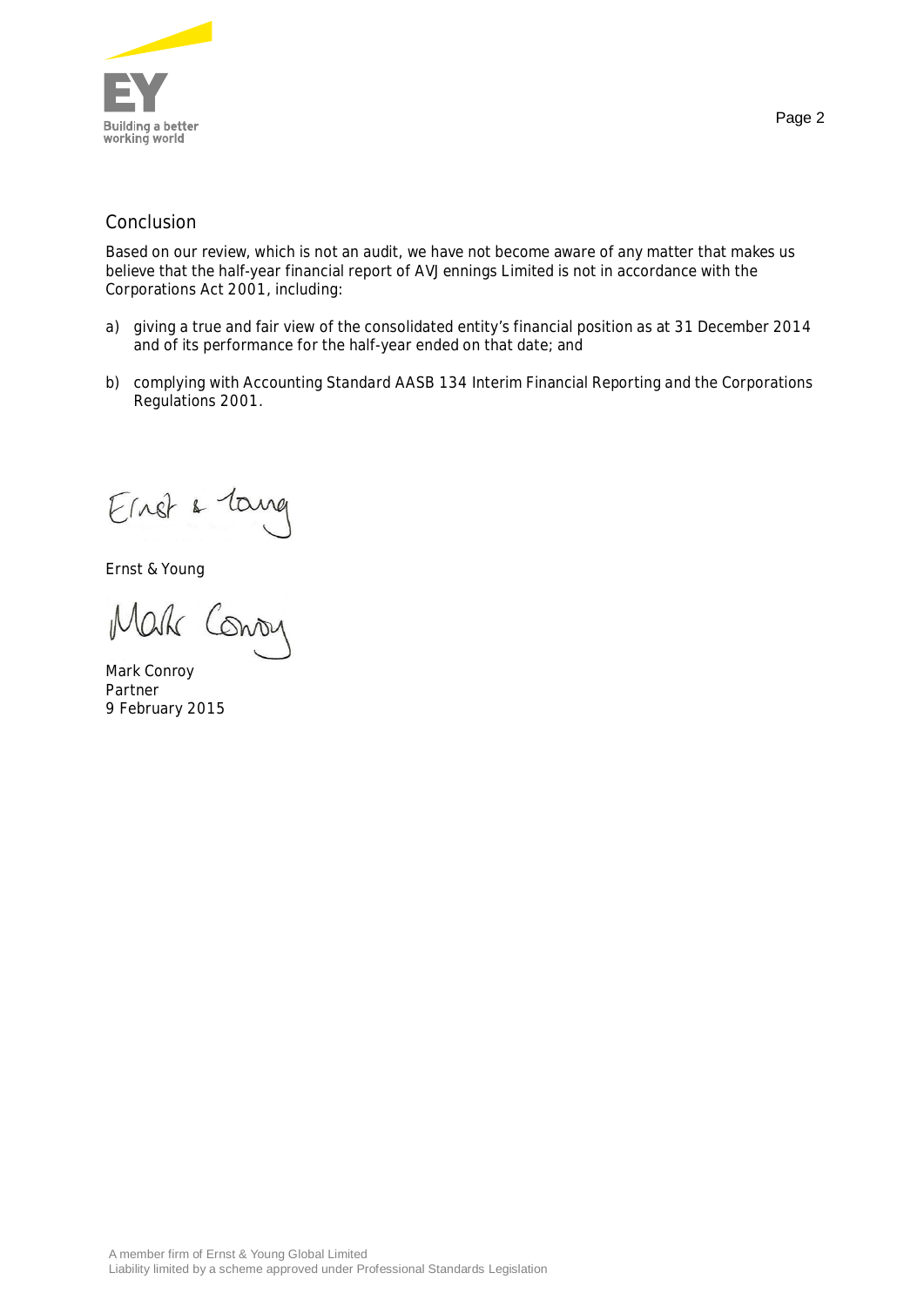## Conclusion

Based on our review, which is not an audit, we have not become aware of any matter that makes us believe that the half-year financial report of AVJennings Limited is not in accordance with the Corporations Act 2001, including:

a) giving a true and fair view of the consolidated entity's financial position as at 31 December 2014 and of its performance for the half-year ended on that date; and

b) complying with Accounting Standard AASB 134 Interim Financial Reporting and the Corporations Regulations 2001.

Ernst & Young

Mark Conroy
Partner
9 February 2015

A member firm of Ernst & Young Global Limited
Liability limited by a scheme approved under Professional Standards Legislation